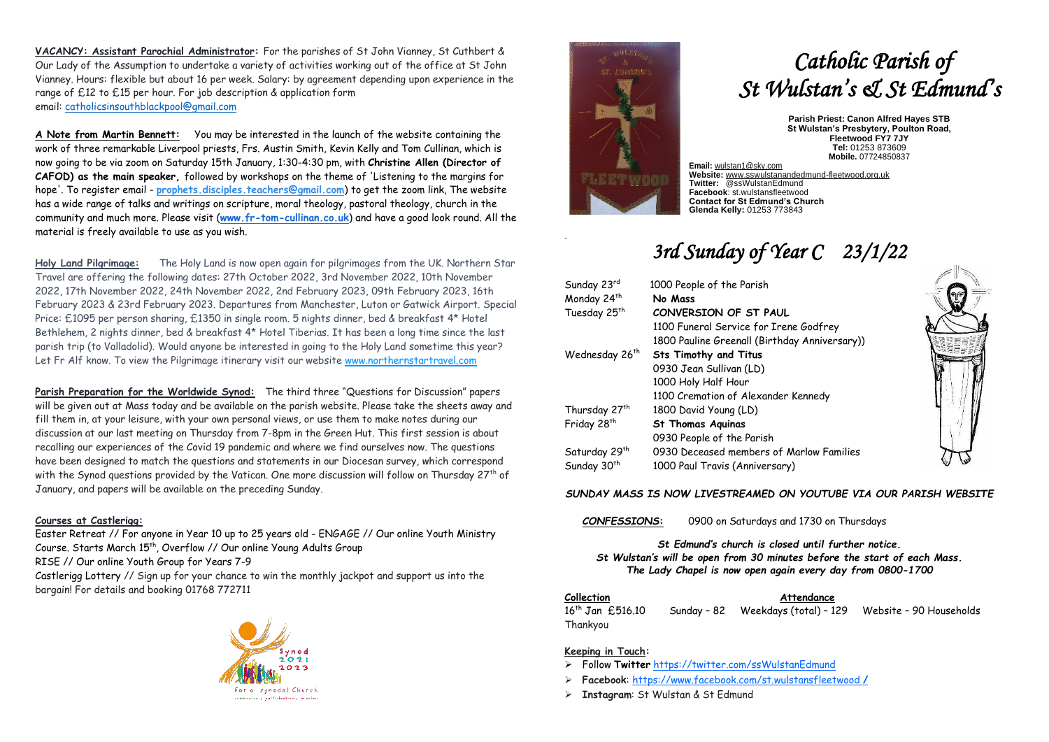# Catholic Parish of St Wulstan's & St Edmund's

**Parish Priest: Canon Alfred Hayes STB**
**St Wulstan's Presbytery, Poulton Road, Fleetwood FY7 7JY**
**Tel:** 01253 873609
**Mobile.** 07724850837

**Email:** wulstan1@sky.com
**Website:** www.sswulstanandedmund-fleetwood.org.uk
**Twitter:** @ssWulstanEdmund
**Facebook**: st.wulstansfleetwood
**Contact for St Edmund's Church**
**Glenda Kelly:** 01253 773843

## *3rd Sunday of Year C 23/1/22*

| | |
|---|---|
| Sunday 23rd | 1000 People of the Parish |
| Monday 24th | **No Mass** |
| Tuesday 25th | **CONVERSION OF ST PAUL** |
| | 1100 Funeral Service for Irene Godfrey |
| | 1800 Pauline Greenall (Birthday Anniversary)) |
| Wednesday 26th | **Sts Timothy and Titus** |
| | 0930 Jean Sullivan (LD) |
| | 1000 Holy Half Hour |
| | 1100 Cremation of Alexander Kennedy |
| Thursday 27th | 1800 David Young (LD) |
| Friday 28th | **St Thomas Aquinas** |
| | 0930 People of the Parish |
| Saturday 29th | 0930 Deceased members of Marlow Families |
| Sunday 30th | 1000 Paul Travis (Anniversary) |

***SUNDAY MASS IS NOW LIVESTREAMED ON YOUTUBE VIA OUR PARISH WEBSITE***

***CONFESSIONS*:** 0900 on Saturdays and 1730 on Thursdays

***St Edmund's church is closed until further notice.***
***St Wulstan's will be open from 30 minutes before the start of each Mass.***
***The Lady Chapel is now open again every day from 0800-1700***

**Collection**
16th Jan £516.10
Thankyou

**Attendance**
Sunday – 82 Weekdays (total) – 129 Website – 90 Households

**Keeping in Touch:**

- Follow **Twitter** https://twitter.com/ssWulstanEdmund
- **Facebook**: https://www.facebook.com/st.wulstansfleetwood /
- **Instagram**: St Wulstan & St Edmund

**VACANCY: Assistant Parochial Administrator:** For the parishes of St John Vianney, St Cuthbert & Our Lady of the Assumption to undertake a variety of activities working out of the office at St John Vianney. Hours: flexible but about 16 per week. Salary: by agreement depending upon experience in the range of £12 to £15 per hour. For job description & application form email: catholicsinsouthblackpool@gmail.com

**A Note from Martin Bennett:** You may be interested in the launch of the website containing the work of three remarkable Liverpool priests, Frs. Austin Smith, Kevin Kelly and Tom Cullinan, which is now going to be via zoom on Saturday 15th January, 1:30-4:30 pm, with **Christine Allen (Director of CAFOD) as the main speaker,** followed by workshops on the theme of 'Listening to the margins for hope'. To register email - **prophets.disciples.teachers@gmail.com**) to get the zoom link, The website has a wide range of talks and writings on scripture, moral theology, pastoral theology, church in the community and much more. Please visit (**www.fr-tom-cullinan.co.uk**) and have a good look round. All the material is freely available to use as you wish.

**Holy Land Pilgrimage:** The Holy Land is now open again for pilgrimages from the UK. Northern Star Travel are offering the following dates: 27th October 2022, 3rd November 2022, 10th November 2022, 17th November 2022, 24th November 2022, 2nd February 2023, 09th February 2023, 16th February 2023 & 23rd February 2023. Departures from Manchester, Luton or Gatwick Airport. Special Price: £1095 per person sharing, £1350 in single room. 5 nights dinner, bed & breakfast 4\* Hotel Bethlehem, 2 nights dinner, bed & breakfast 4\* Hotel Tiberias. It has been a long time since the last parish trip (to Valladolid). Would anyone be interested in going to the Holy Land sometime this year? Let Fr Alf know. To view the Pilgrimage itinerary visit our website www.northernstartravel.com

**Parish Preparation for the Worldwide Synod:** The third three "Questions for Discussion" papers will be given out at Mass today and be available on the parish website. Please take the sheets away and fill them in, at your leisure, with your own personal views, or use them to make notes during our discussion at our last meeting on Thursday from 7-8pm in the Green Hut. This first session is about recalling our experiences of the Covid 19 pandemic and where we find ourselves now. The questions have been designed to match the questions and statements in our Diocesan survey, which correspond with the Synod questions provided by the Vatican. One more discussion will follow on Thursday 27th of January, and papers will be available on the preceding Sunday.

**Courses at Castlerigg:**
Easter Retreat // For anyone in Year 10 up to 25 years old - ENGAGE // Our online Youth Ministry Course. Starts March 15th, Overflow // Our online Young Adults Group
RISE // Our online Youth Group for Years 7-9
Castlerigg Lottery // Sign up for your chance to win the monthly jackpot and support us into the bargain! For details and booking 01768 772711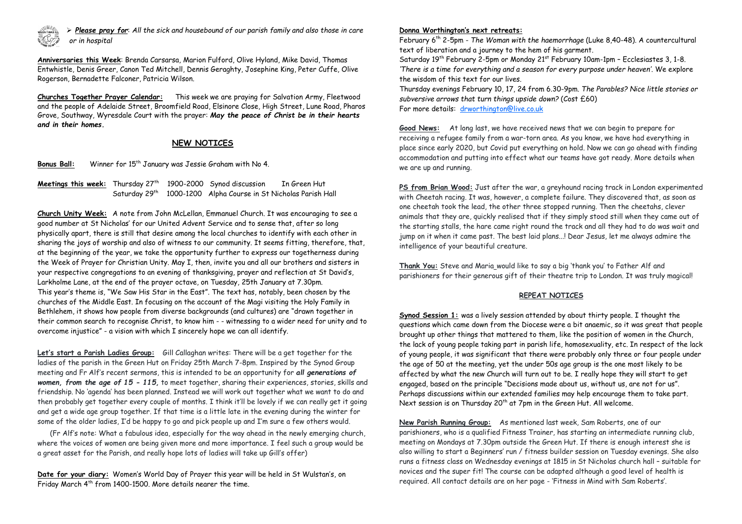➢ ***Please pray for***: *All the sick and housebound of our parish family and also those in care or in hospital*

**Anniversaries this Week**: Brenda Carsarsa, Marion Fulford, Olive Hyland, Mike David, Thomas Entwhistle, Denis Greer, Canon Ted Mitchell, Dennis Geraghty, Josephine King, Peter Cuffe, Olive Rogerson, Bernadette Falconer, Patricia Wilson.

**Churches Together Prayer Calendar:** This week we are praying for Salvation Army, Fleetwood and the people of Adelaide Street, Broomfield Road, Elsinore Close, High Street, Lune Road, Pharos Grove, Southway, Wyresdale Court with the prayer: ***May the peace of Christ be in their hearts and in their homes.***

## NEW NOTICES

**Bonus Ball:** Winner for 15th January was Jessie Graham with No 4.

**Meetings this week:** Thursday 27th 1900-2000 Synod discussion In Green Hut
Saturday 29th 1000-1200 Alpha Course in St Nicholas Parish Hall

**Church Unity Week:** A note from John McLellan, Emmanuel Church. It was encouraging to see a good number at St Nicholas' for our United Advent Service and to sense that, after so long physically apart, there is still that desire among the local churches to identify with each other in sharing the joys of worship and also of witness to our community. It seems fitting, therefore, that, at the beginning of the year, we take the opportunity further to express our togetherness during the Week of Prayer for Christian Unity. May I, then, invite you and all our brothers and sisters in your respective congregations to an evening of thanksgiving, prayer and reflection at St David's, Larkholme Lane, at the end of the prayer octave, on Tuesday, 25th January at 7.30pm.
This year's theme is, "We Saw His Star in the East". The text has, notably, been chosen by the churches of the Middle East. In focusing on the account of the Magi visiting the Holy Family in Bethlehem, it shows how people from diverse backgrounds (and cultures) are "drawn together in their common search to recognise Christ, to know him - - witnessing to a wider need for unity and to overcome injustice" - a vision with which I sincerely hope we can all identify.

**Let's start a Parish Ladies Group:** Gill Callaghan writes: There will be a get together for the ladies of the parish in the Green Hut on Friday 25th March 7-8pm. Inspired by the Synod Group meeting and Fr Alf's recent sermons, this is intended to be an opportunity for ***all generations of women, from the age of 15 - 115,*** to meet together, sharing their experiences, stories, skills and friendship. No 'agenda' has been planned. Instead we will work out together what we want to do and then probably get together every couple of months. I think it'll be lovely if we can really get it going and get a wide age group together. If that time is a little late in the evening during the winter for some of the older ladies, I'd be happy to go and pick people up and I'm sure a few others would.

(Fr Alf's note: What a fabulous idea, especially for the way ahead in the newly emerging church, where the voices of women are being given more and more importance. I feel such a group would be a great asset for the Parish, and really hope lots of ladies will take up Gill's offer)

**Date for your diary:** Women's World Day of Prayer this year will be held in St Wulstan's, on Friday March 4th from 1400-1500. More details nearer the time.

**Donna Worthington's next retreats:**
February 6th 2-5pm - *The Woman with the haemorrhage* (Luke 8,40-48). A countercultural text of liberation and a journey to the hem of his garment.
Saturday 19th February 2-5pm or Monday 21st February 10am-1pm – Ecclesiastes 3, 1-8. *'There is a time for everything and a season for every purpose under heaven'.* We explore the wisdom of this text for our lives.
Thursday evenings February 10, 17, 24 from 6.30-9pm. *The Parables? Nice little stories or subversive arrows that turn things upside down?* (Cost £60)
For more details: drworthington@live.co.uk

**Good News:** At long last, we have received news that we can begin to prepare for receiving a refugee family from a war-torn area. As you know, we have had everything in place since early 2020, but Covid put everything on hold. Now we can go ahead with finding accommodation and putting into effect what our teams have got ready. More details when we are up and running.

**PS from Brian Wood:** Just after the war, a greyhound racing track in London experimented with Cheetah racing. It was, however, a complete failure. They discovered that, as soon as one cheetah took the lead, the other three stopped running. Then the cheetahs, clever animals that they are, quickly realised that if they simply stood still when they came out of the starting stalls, the hare came right round the track and all they had to do was wait and jump on it when it came past. The best laid plans...! Dear Jesus, let me always admire the intelligence of your beautiful creature.

**Thank You:** Steve and Maria would like to say a big 'thank you' to Father Alf and parishioners for their generous gift of their theatre trip to London. It was truly magical!

## REPEAT NOTICES

**Synod Session 1:** was a lively session attended by about thirty people. I thought the questions which came down from the Diocese were a bit anaemic, so it was great that people brought up other things that mattered to them, like the position of women in the Church, the lack of young people taking part in parish life, homosexuality, etc. In respect of the lack of young people, it was significant that there were probably only three or four people under the age of 50 at the meeting, yet the under 50s age group is the one most likely to be affected by what the new Church will turn out to be. I really hope they will start to get engaged, based on the principle "Decisions made about us, without us, are not for us". Perhaps discussions within our extended families may help encourage them to take part. Next session is on Thursday 20th at 7pm in the Green Hut. All welcome.

**New Parish Running Group:** As mentioned last week, Sam Roberts, one of our parishioners, who is a qualified Fitness Trainer, has starting an intermediate running club, meeting on Mondays at 7.30pm outside the Green Hut. If there is enough interest she is also willing to start a Beginners' run / fitness builder session on Tuesday evenings. She also runs a fitness class on Wednesday evenings at 1815 in St Nicholas church hall – suitable for novices and the super fit! The course can be adapted although a good level of health is required. All contact details are on her page - 'Fitness in Mind with Sam Roberts'.